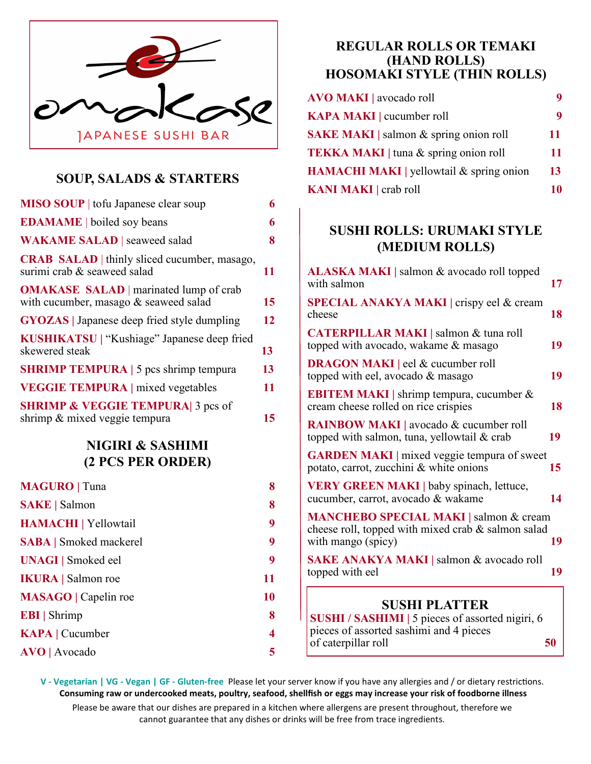# omakase

JAPANESE SUSHI BAR

## SOUP, SALADS & STARTERS

**MISO SOUP** | tofu Japanese clear soup 6

**EDAMAME** | boiled soy beans 6

**WAKAME SALAD** | seaweed salad 8

**CRAB SALAD** | thinly sliced cucumber, masago, surimi crab & seaweed salad 11

**OMAKASE SALAD** | marinated lump of crab with cucumber, masago & seaweed salad 15

**GYOZAS** | Japanese deep fried style dumpling 12

**KUSHIKATSU** | "Kushiage" Japanese deep fried skewered steak 13

**SHRIMP TEMPURA** | 5 pcs shrimp tempura 13

**VEGGIE TEMPURA** | mixed vegetables 11

**SHRIMP & VEGGIE TEMPURA**| 3 pcs of shrimp & mixed veggie tempura 15

## NIGIRI & SASHIMI (2 PCS PER ORDER)

**MAGURO** | Tuna 8

**SAKE** | Salmon 8

**HAMACHI** | Yellowtail 9

**SABA** | Smoked mackerel 9

**UNAGI** | Smoked eel 9

**IKURA** | Salmon roe 11

**MASAGO** | Capelin roe 10

**EBI** | Shrimp 8

**KAPA** | Cucumber 4

**AVO** | Avocado 5

## REGULAR ROLLS OR TEMAKI (HAND ROLLS) HOSOMAKI STYLE (THIN ROLLS)

**AVO MAKI** | avocado roll 9

**KAPA MAKI** | cucumber roll 9

**SAKE MAKI** | salmon & spring onion roll 11

**TEKKA MAKI** | tuna & spring onion roll 11

**HAMACHI MAKI** | yellowtail & spring onion 13

**KANI MAKI** | crab roll 10

## SUSHI ROLLS: URUMAKI STYLE (MEDIUM ROLLS)

**ALASKA MAKI** | salmon & avocado roll topped with salmon 17

**SPECIAL ANAKYA MAKI** | crispy eel & cream cheese 18

**CATERPILLAR MAKI** | salmon & tuna roll topped with avocado, wakame & masago 19

**DRAGON MAKI** | eel & cucumber roll topped with eel, avocado & masago 19

**EBITEM MAKI** | shrimp tempura, cucumber & cream cheese rolled on rice crispies 18

**RAINBOW MAKI** | avocado & cucumber roll topped with salmon, tuna, yellowtail & crab 19

**GARDEN MAKI** | mixed veggie tempura of sweet potato, carrot, zucchini & white onions 15

**VERY GREEN MAKI** | baby spinach, lettuce, cucumber, carrot, avocado & wakame 14

**MANCHEBO SPECIAL MAKI** | salmon & cream cheese roll, topped with mixed crab & salmon salad with mango (spicy) 19

**SAKE ANAKYA MAKI** | salmon & avocado roll topped with eel 19

## SUSHI PLATTER

**SUSHI / SASHIMI** | 5 pieces of assorted nigiri, 6 pieces of assorted sashimi and 4 pieces of caterpillar roll 50

V - Vegetarian | VG - Vegan | GF - Gluten-free Please let your server know if you have any allergies and / or dietary restrictions.

**Consuming raw or undercooked meats, poultry, seafood, shellfish or eggs may increase your risk of foodborne illness**

Please be aware that our dishes are prepared in a kitchen where allergens are present throughout, therefore we cannot guarantee that any dishes or drinks will be free from trace ingredients.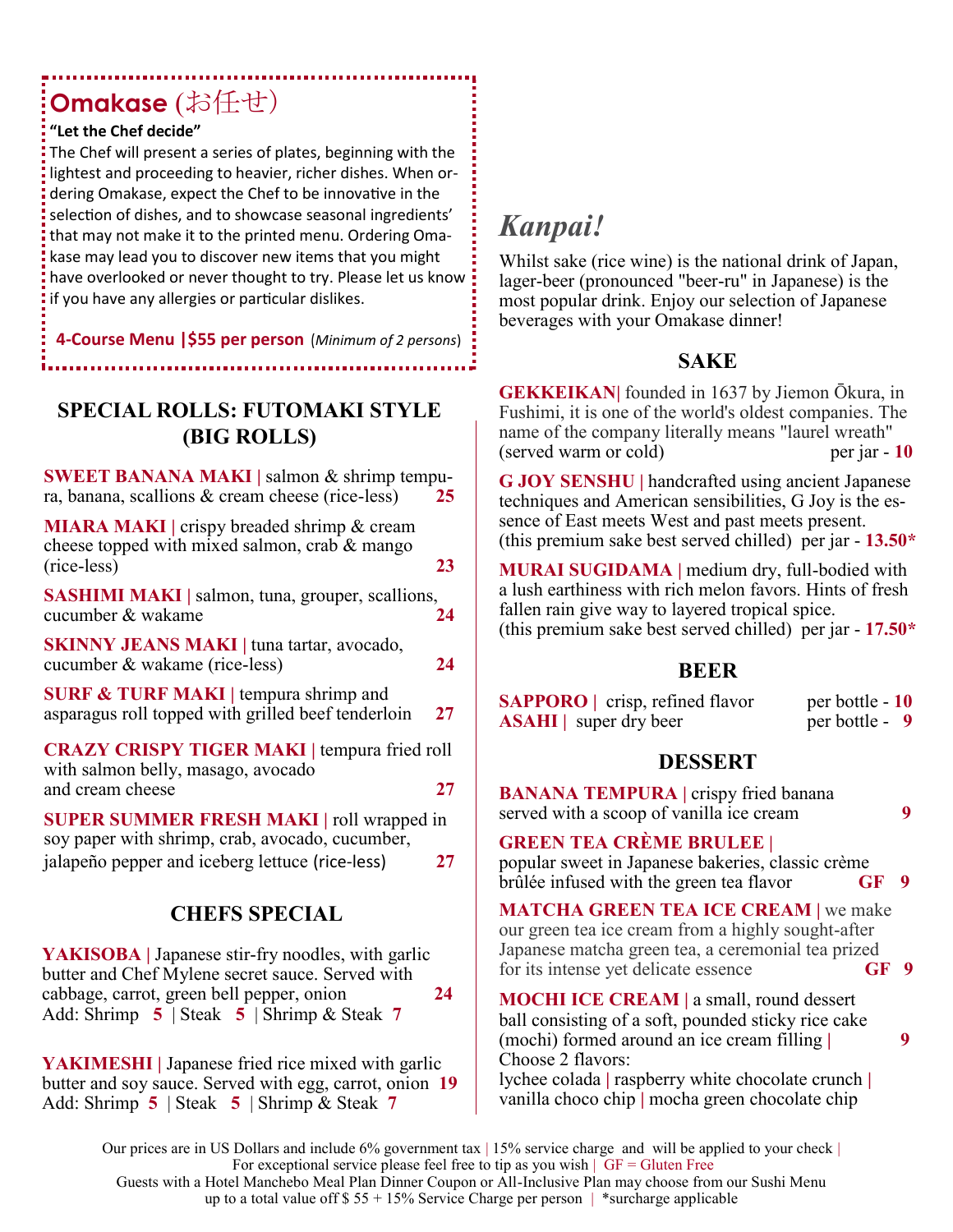## Omakase (お任せ)

**"Let the Chef decide"**

The Chef will present a series of plates, beginning with the lightest and proceeding to heavier, richer dishes. When ordering Omakase, expect the Chef to be innovative in the selection of dishes, and to showcase seasonal ingredients' that may not make it to the printed menu. Ordering Omakase may lead you to discover new items that you might have overlooked or never thought to try. Please let us know if you have any allergies or particular dislikes.

**4-Course Menu |$55 per person** (*Minimum of 2 persons*)

## SPECIAL ROLLS: FUTOMAKI STYLE (BIG ROLLS)

**SWEET BANANA MAKI |** salmon & shrimp tempura, banana, scallions & cream cheese (rice-less) **25**

**MIARA MAKI |** crispy breaded shrimp & cream cheese topped with mixed salmon, crab & mango (rice-less) **23**

**SASHIMI MAKI |** salmon, tuna, grouper, scallions, cucumber & wakame **24**

**SKINNY JEANS MAKI |** tuna tartar, avocado, cucumber & wakame (rice-less) **24**

**SURF & TURF MAKI |** tempura shrimp and asparagus roll topped with grilled beef tenderloin **27**

**CRAZY CRISPY TIGER MAKI |** tempura fried roll with salmon belly, masago, avocado and cream cheese **27**

**SUPER SUMMER FRESH MAKI |** roll wrapped in soy paper with shrimp, crab, avocado, cucumber, jalapeño pepper and iceberg lettuce (rice-less) **27**

## CHEFS SPECIAL

**YAKISOBA |** Japanese stir-fry noodles, with garlic butter and Chef Mylene secret sauce. Served with cabbage, carrot, green bell pepper, onion **24**
Add: Shrimp **5** | Steak **5** | Shrimp & Steak **7**

**YAKIMESHI |** Japanese fried rice mixed with garlic butter and soy sauce. Served with egg, carrot, onion **19**
Add: Shrimp **5** | Steak **5** | Shrimp & Steak **7**

## *Kanpai!*

Whilst sake (rice wine) is the national drink of Japan, lager-beer (pronounced "beer-ru" in Japanese) is the most popular drink. Enjoy our selection of Japanese beverages with your Omakase dinner!

### SAKE

**GEKKEIKAN|** founded in 1637 by Jiemon Ōkura, in Fushimi, it is one of the world's oldest companies. The name of the company literally means "laurel wreath" (served warm or cold) per jar - **10**

**G JOY SENSHU |** handcrafted using ancient Japanese techniques and American sensibilities, G Joy is the essence of East meets West and past meets present. (this premium sake best served chilled) per jar - **13.50***

**MURAI SUGIDAMA |** medium dry, full-bodied with a lush earthiness with rich melon favors. Hints of fresh fallen rain give way to layered tropical spice. (this premium sake best served chilled) per jar - **17.50***

### BEER

**SAPPORO |** crisp, refined flavor per bottle - **10**
**ASAHI |** super dry beer per bottle - **9**

### DESSERT

**BANANA TEMPURA |** crispy fried banana served with a scoop of vanilla ice cream **9**

**GREEN TEA CRÈME BRULEE |** popular sweet in Japanese bakeries, classic crème brûlée infused with the green tea flavor **GF 9**

**MATCHA GREEN TEA ICE CREAM |** we make our green tea ice cream from a highly sought-after Japanese matcha green tea, a ceremonial tea prized for its intense yet delicate essence **GF 9**

**MOCHI ICE CREAM |** a small, round dessert ball consisting of a soft, pounded sticky rice cake (mochi) formed around an ice cream filling | **9**
Choose 2 flavors:
lychee colada | raspberry white chocolate crunch | vanilla choco chip | mocha green chocolate chip

Our prices are in US Dollars and include 6% government tax | 15% service charge and will be applied to your check | For exceptional service please feel free to tip as you wish | GF = Gluten Free
Guests with a Hotel Manchebo Meal Plan Dinner Coupon or All-Inclusive Plan may choose from our Sushi Menu up to a total value off $ 55 + 15% Service Charge per person | *surcharge applicable